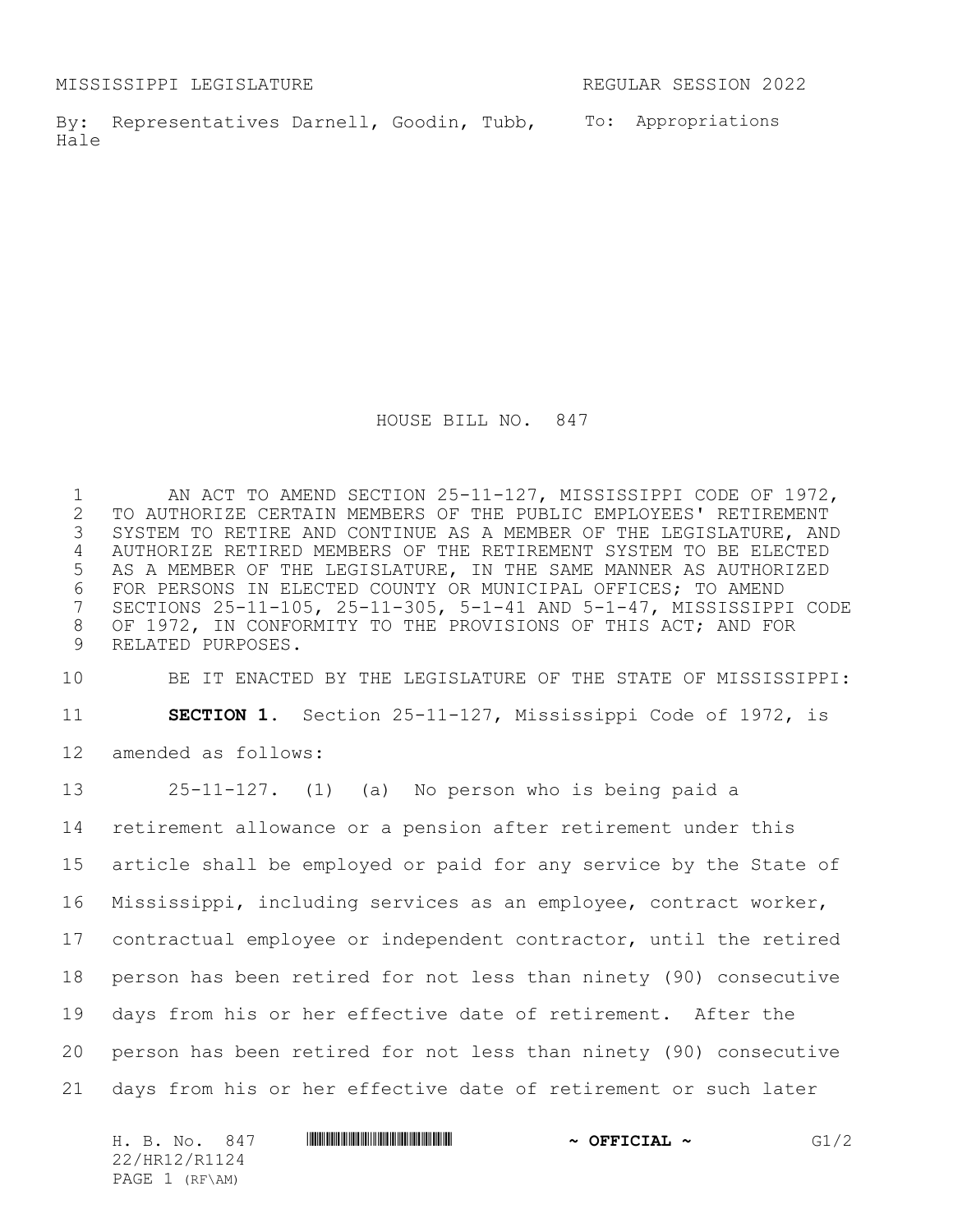MISSISSIPPI LEGISLATURE REGULAR SESSION 2022

By: Representatives Darnell, Goodin, Tubb, Hale

To: Appropriations

# HOUSE BILL NO. 847

AN ACT TO AMEND SECTION 25-11-127, MISSISSIPPI CODE OF 1972, TO AUTHORIZE CERTAIN MEMBERS OF THE PUBLIC EMPLOYEES' RETIREMENT SYSTEM TO RETIRE AND CONTINUE AS A MEMBER OF THE LEGISLATURE, AND AUTHORIZE RETIRED MEMBERS OF THE RETIREMENT SYSTEM TO BE ELECTED AS A MEMBER OF THE LEGISLATURE, IN THE SAME MANNER AS AUTHORIZED FOR PERSONS IN ELECTED COUNTY OR MUNICIPAL OFFICES; TO AMEND SECTIONS 25-11-105, 25-11-305, 5-1-41 AND 5-1-47, MISSISSIPPI CODE OF 1972, IN CONFORMITY TO THE PROVISIONS OF THIS ACT; AND FOR RELATED PURPOSES.

BE IT ENACTED BY THE LEGISLATURE OF THE STATE OF MISSISSIPPI:

**SECTION 1.** Section 25-11-127, Mississippi Code of 1972, is amended as follows:

25-11-127. (1) (a) No person who is being paid a retirement allowance or a pension after retirement under this article shall be employed or paid for any service by the State of Mississippi, including services as an employee, contract worker, contractual employee or independent contractor, until the retired person has been retired for not less than ninety (90) consecutive days from his or her effective date of retirement. After the person has been retired for not less than ninety (90) consecutive days from his or her effective date of retirement or such later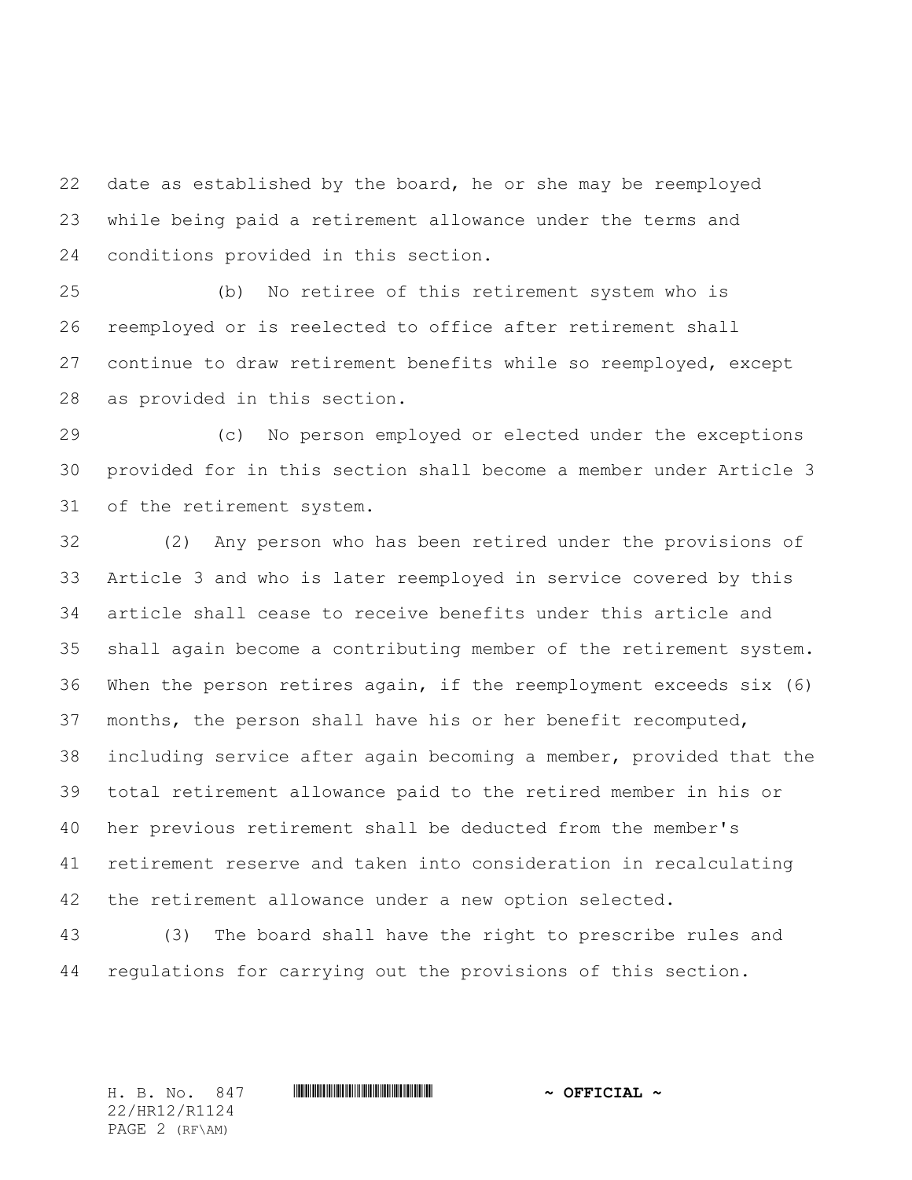date as established by the board, he or she may be reemployed while being paid a retirement allowance under the terms and conditions provided in this section.

(b) No retiree of this retirement system who is reemployed or is reelected to office after retirement shall continue to draw retirement benefits while so reemployed, except as provided in this section.

(c) No person employed or elected under the exceptions provided for in this section shall become a member under Article 3 of the retirement system.

(2) Any person who has been retired under the provisions of Article 3 and who is later reemployed in service covered by this article shall cease to receive benefits under this article and shall again become a contributing member of the retirement system. When the person retires again, if the reemployment exceeds six (6) months, the person shall have his or her benefit recomputed, including service after again becoming a member, provided that the total retirement allowance paid to the retired member in his or her previous retirement shall be deducted from the member's retirement reserve and taken into consideration in recalculating the retirement allowance under a new option selected.

(3) The board shall have the right to prescribe rules and regulations for carrying out the provisions of this section.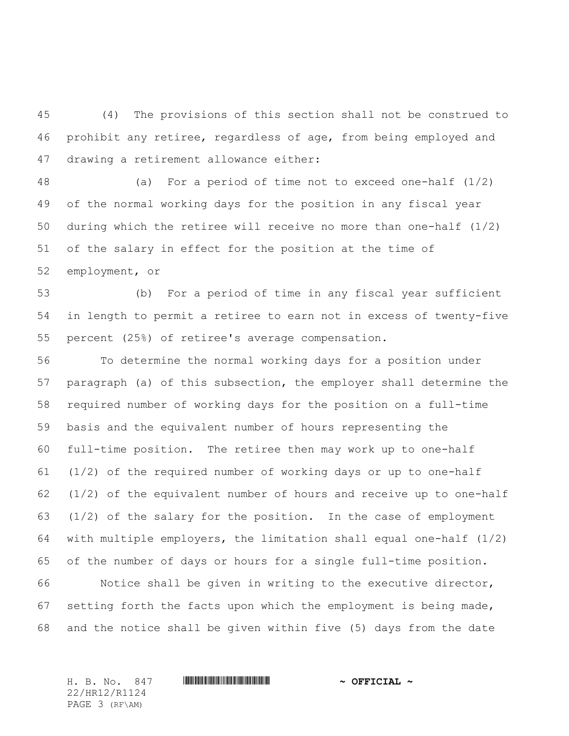(4) The provisions of this section shall not be construed to prohibit any retiree, regardless of age, from being employed and drawing a retirement allowance either:

(a) For a period of time not to exceed one-half (1/2) of the normal working days for the position in any fiscal year during which the retiree will receive no more than one-half (1/2) of the salary in effect for the position at the time of employment, or

(b) For a period of time in any fiscal year sufficient in length to permit a retiree to earn not in excess of twenty-five percent (25%) of retiree's average compensation.

To determine the normal working days for a position under paragraph (a) of this subsection, the employer shall determine the required number of working days for the position on a full-time basis and the equivalent number of hours representing the full-time position. The retiree then may work up to one-half (1/2) of the required number of working days or up to one-half (1/2) of the equivalent number of hours and receive up to one-half (1/2) of the salary for the position. In the case of employment with multiple employers, the limitation shall equal one-half (1/2) of the number of days or hours for a single full-time position.

Notice shall be given in writing to the executive director, setting forth the facts upon which the employment is being made, and the notice shall be given within five (5) days from the date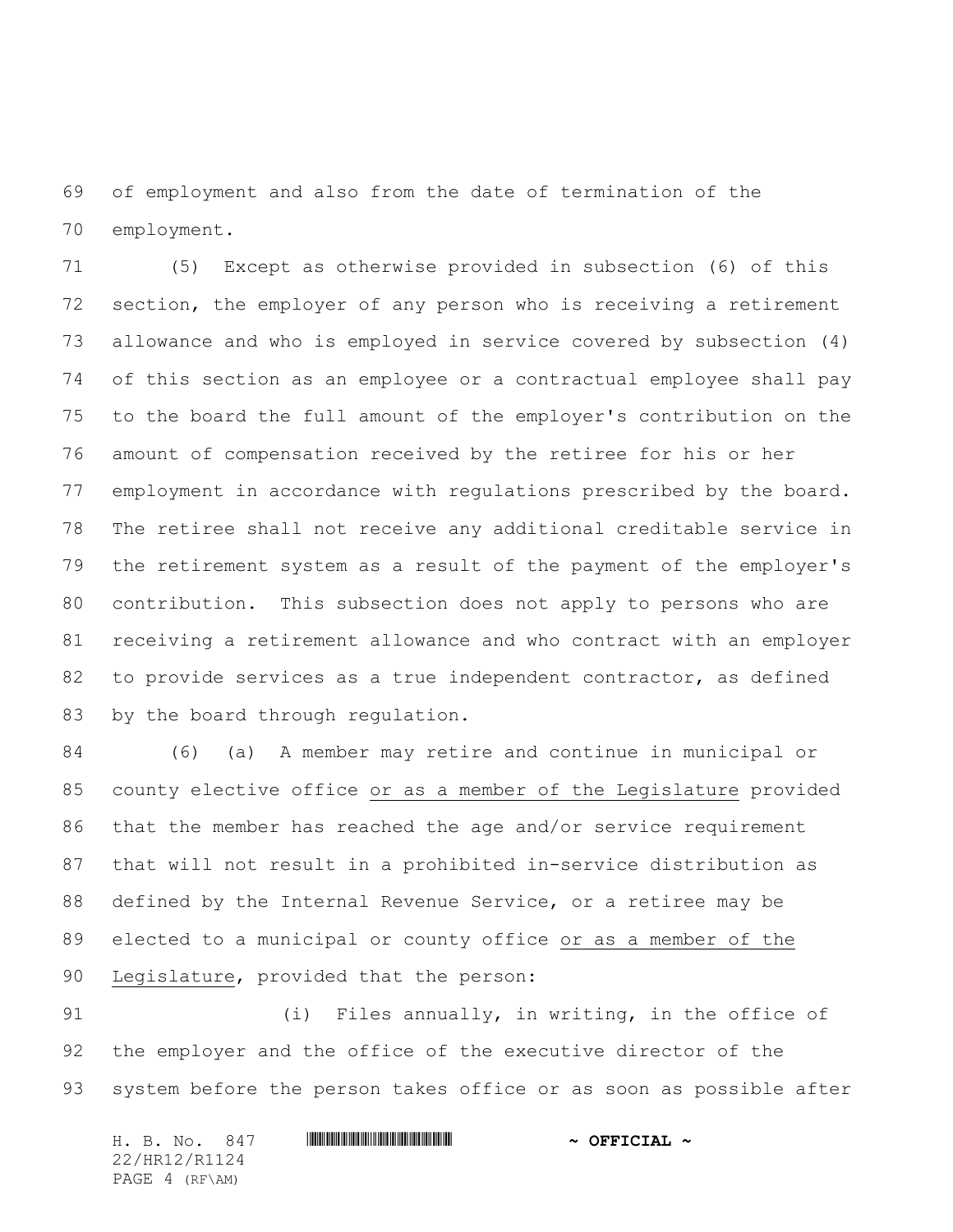of employment and also from the date of termination of the employment.

(5) Except as otherwise provided in subsection (6) of this section, the employer of any person who is receiving a retirement allowance and who is employed in service covered by subsection (4) of this section as an employee or a contractual employee shall pay to the board the full amount of the employer's contribution on the amount of compensation received by the retiree for his or her employment in accordance with regulations prescribed by the board. The retiree shall not receive any additional creditable service in the retirement system as a result of the payment of the employer's contribution. This subsection does not apply to persons who are receiving a retirement allowance and who contract with an employer to provide services as a true independent contractor, as defined by the board through regulation.

(6) (a) A member may retire and continue in municipal or county elective office <u>or as a member of the Legislature</u> provided that the member has reached the age and/or service requirement that will not result in a prohibited in-service distribution as defined by the Internal Revenue Service, or a retiree may be elected to a municipal or county office <u>or as a member of the Legislature</u>, provided that the person:

(i) Files annually, in writing, in the office of the employer and the office of the executive director of the system before the person takes office or as soon as possible after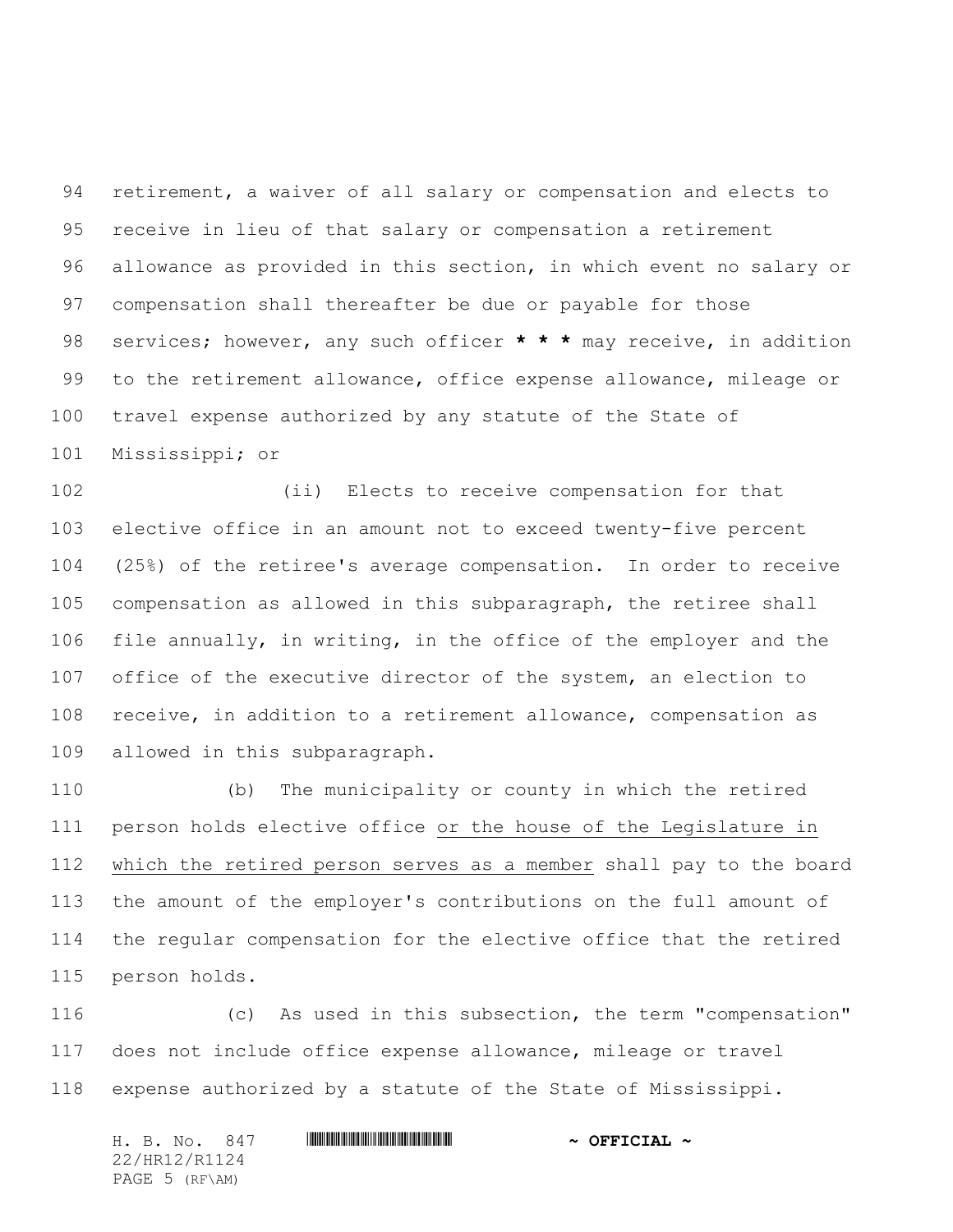retirement, a waiver of all salary or compensation and elects to receive in lieu of that salary or compensation a retirement allowance as provided in this section, in which event no salary or compensation shall thereafter be due or payable for those services; however, any such officer *** may receive, in addition to the retirement allowance, office expense allowance, mileage or travel expense authorized by any statute of the State of Mississippi; or

(ii) Elects to receive compensation for that elective office in an amount not to exceed twenty-five percent (25%) of the retiree's average compensation. In order to receive compensation as allowed in this subparagraph, the retiree shall file annually, in writing, in the office of the employer and the office of the executive director of the system, an election to receive, in addition to a retirement allowance, compensation as allowed in this subparagraph.

(b) The municipality or county in which the retired person holds elective office <u>or the house of the Legislature in which the retired person serves as a member</u> shall pay to the board the amount of the employer's contributions on the full amount of the regular compensation for the elective office that the retired person holds.

(c) As used in this subsection, the term "compensation" does not include office expense allowance, mileage or travel expense authorized by a statute of the State of Mississippi.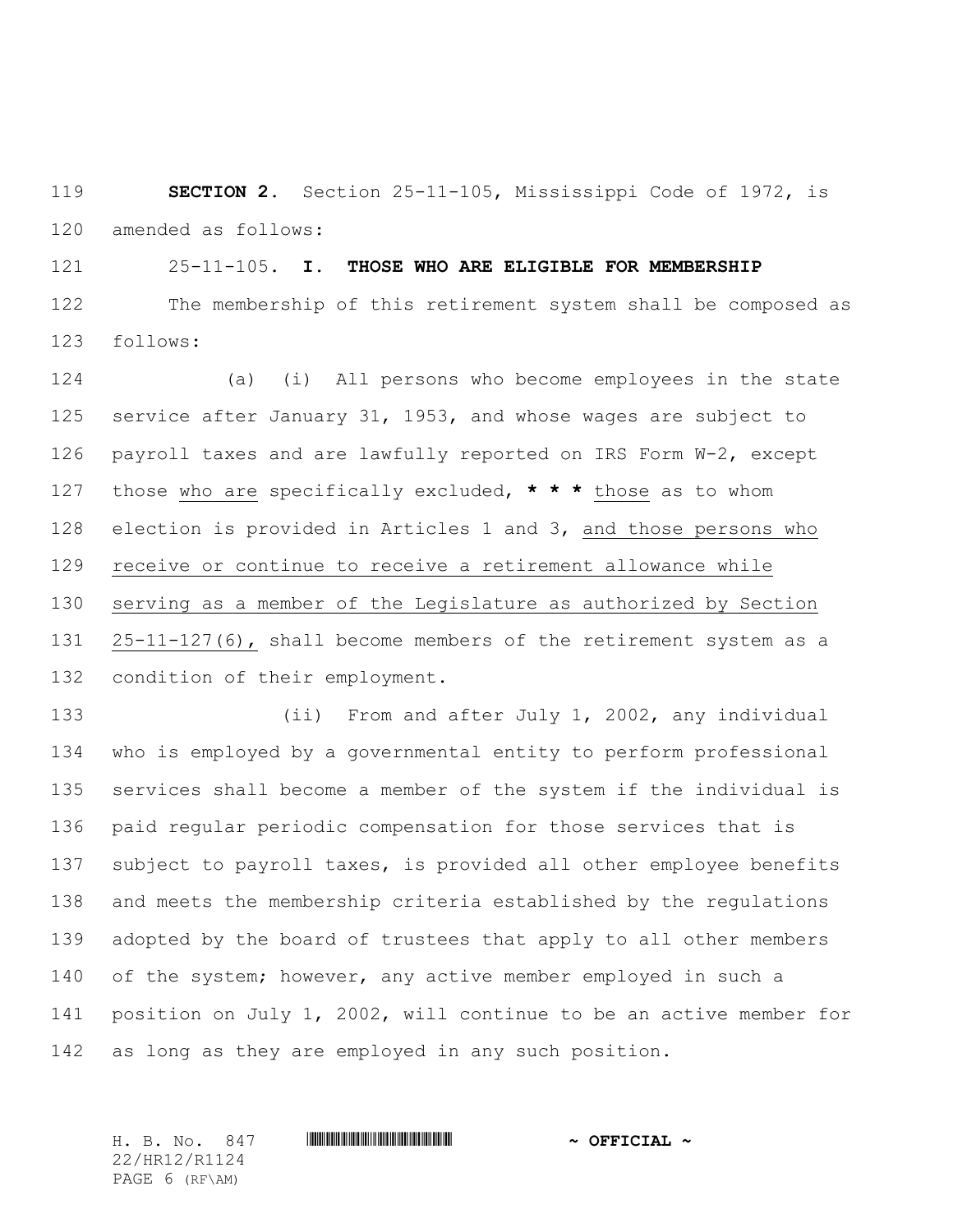**SECTION 2.** Section 25-11-105, Mississippi Code of 1972, is amended as follows:

25-11-105. **I. THOSE WHO ARE ELIGIBLE FOR MEMBERSHIP**

The membership of this retirement system shall be composed as follows:

(a) (i) All persons who become employees in the state service after January 31, 1953, and whose wages are subject to payroll taxes and are lawfully reported on IRS Form W-2, except those who are specifically excluded, *** those as to whom election is provided in Articles 1 and 3, and those persons who receive or continue to receive a retirement allowance while serving as a member of the Legislature as authorized by Section 25-11-127(6), shall become members of the retirement system as a condition of their employment.

(ii) From and after July 1, 2002, any individual who is employed by a governmental entity to perform professional services shall become a member of the system if the individual is paid regular periodic compensation for those services that is subject to payroll taxes, is provided all other employee benefits and meets the membership criteria established by the regulations adopted by the board of trustees that apply to all other members of the system; however, any active member employed in such a position on July 1, 2002, will continue to be an active member for as long as they are employed in any such position.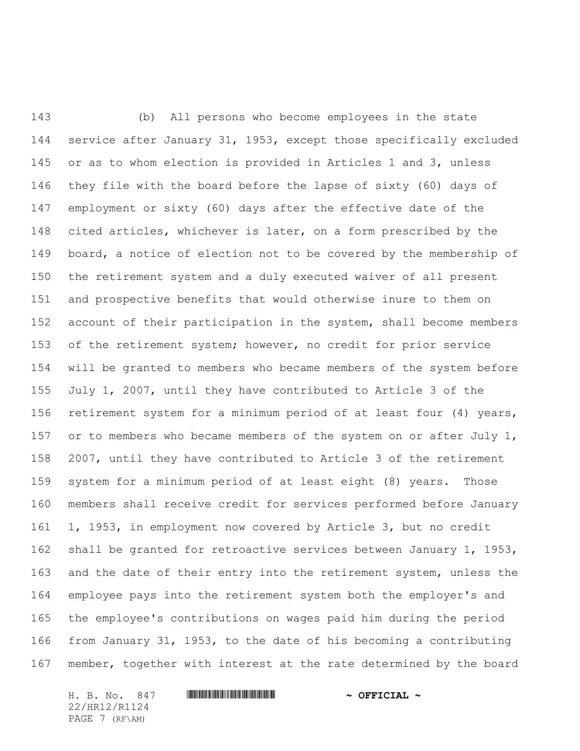(b) All persons who become employees in the state service after January 31, 1953, except those specifically excluded or as to whom election is provided in Articles 1 and 3, unless they file with the board before the lapse of sixty (60) days of employment or sixty (60) days after the effective date of the cited articles, whichever is later, on a form prescribed by the board, a notice of election not to be covered by the membership of the retirement system and a duly executed waiver of all present and prospective benefits that would otherwise inure to them on account of their participation in the system, shall become members of the retirement system; however, no credit for prior service will be granted to members who became members of the system before July 1, 2007, until they have contributed to Article 3 of the retirement system for a minimum period of at least four (4) years, or to members who became members of the system on or after July 1, 2007, until they have contributed to Article 3 of the retirement system for a minimum period of at least eight (8) years. Those members shall receive credit for services performed before January 1, 1953, in employment now covered by Article 3, but no credit shall be granted for retroactive services between January 1, 1953, and the date of their entry into the retirement system, unless the employee pays into the retirement system both the employer's and the employee's contributions on wages paid him during the period from January 31, 1953, to the date of his becoming a contributing member, together with interest at the rate determined by the board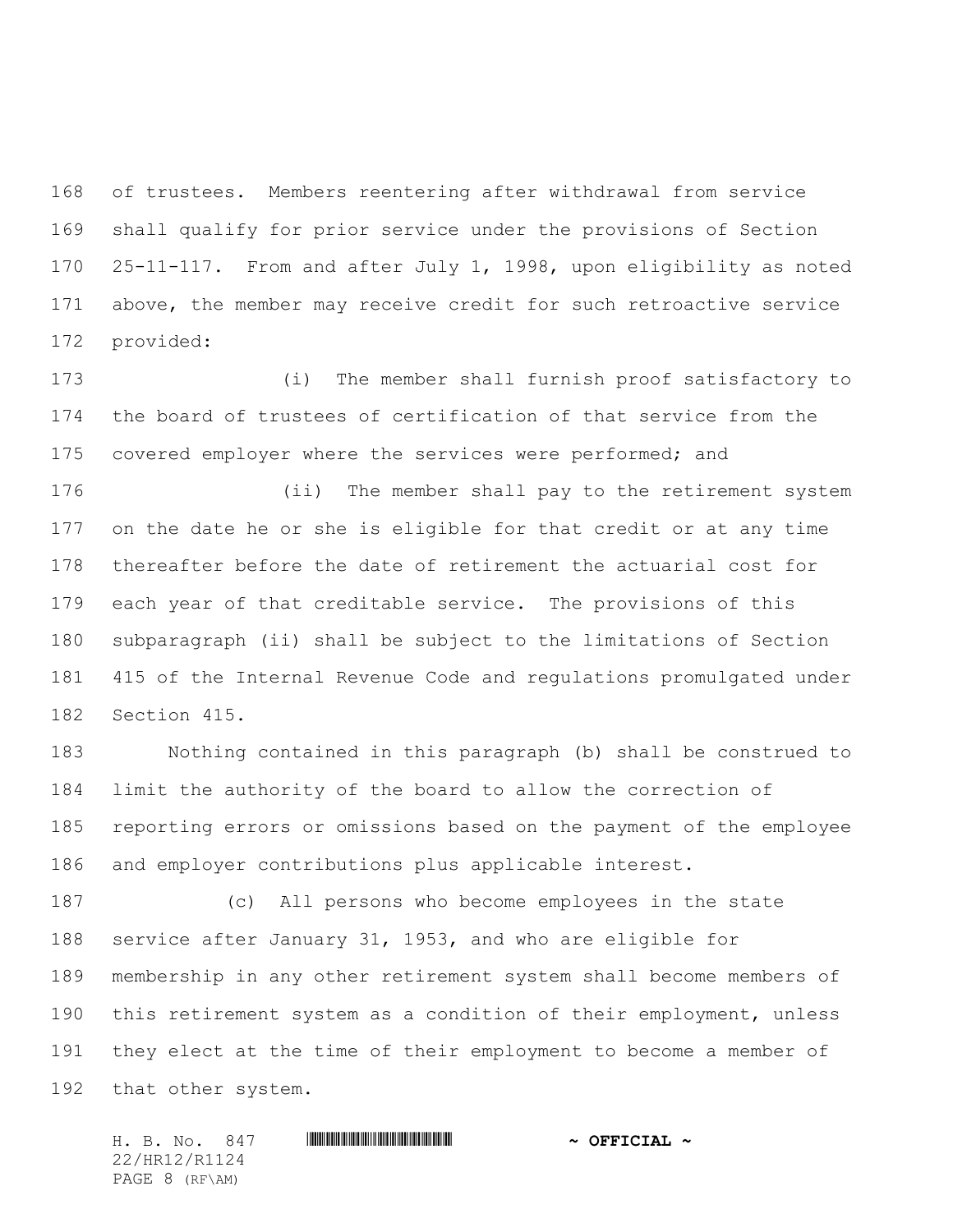of trustees. Members reentering after withdrawal from service shall qualify for prior service under the provisions of Section 25-11-117. From and after July 1, 1998, upon eligibility as noted above, the member may receive credit for such retroactive service provided:

(i) The member shall furnish proof satisfactory to the board of trustees of certification of that service from the covered employer where the services were performed; and

(ii) The member shall pay to the retirement system on the date he or she is eligible for that credit or at any time thereafter before the date of retirement the actuarial cost for each year of that creditable service. The provisions of this subparagraph (ii) shall be subject to the limitations of Section 415 of the Internal Revenue Code and regulations promulgated under Section 415.

Nothing contained in this paragraph (b) shall be construed to limit the authority of the board to allow the correction of reporting errors or omissions based on the payment of the employee and employer contributions plus applicable interest.

(c) All persons who become employees in the state service after January 31, 1953, and who are eligible for membership in any other retirement system shall become members of this retirement system as a condition of their employment, unless they elect at the time of their employment to become a member of that other system.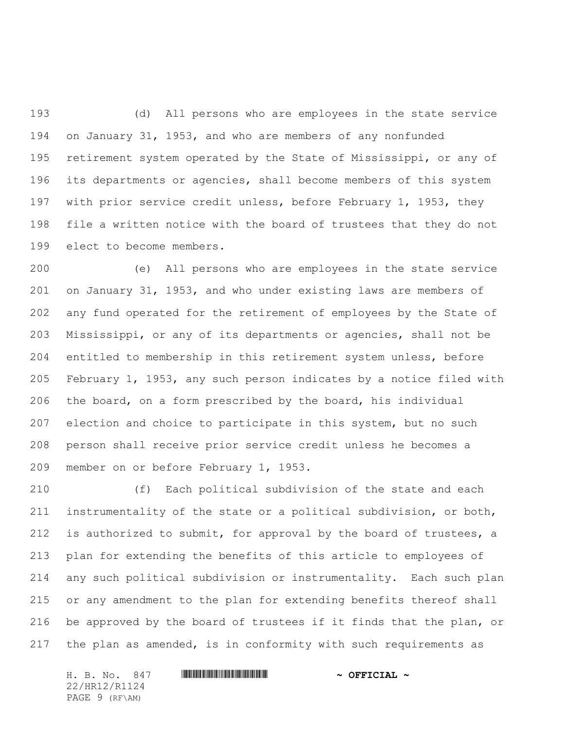(d) All persons who are employees in the state service on January 31, 1953, and who are members of any nonfunded retirement system operated by the State of Mississippi, or any of its departments or agencies, shall become members of this system with prior service credit unless, before February 1, 1953, they file a written notice with the board of trustees that they do not elect to become members.

(e) All persons who are employees in the state service on January 31, 1953, and who under existing laws are members of any fund operated for the retirement of employees by the State of Mississippi, or any of its departments or agencies, shall not be entitled to membership in this retirement system unless, before February 1, 1953, any such person indicates by a notice filed with the board, on a form prescribed by the board, his individual election and choice to participate in this system, but no such person shall receive prior service credit unless he becomes a member on or before February 1, 1953.

(f) Each political subdivision of the state and each instrumentality of the state or a political subdivision, or both, is authorized to submit, for approval by the board of trustees, a plan for extending the benefits of this article to employees of any such political subdivision or instrumentality. Each such plan or any amendment to the plan for extending benefits thereof shall be approved by the board of trustees if it finds that the plan, or the plan as amended, is in conformity with such requirements as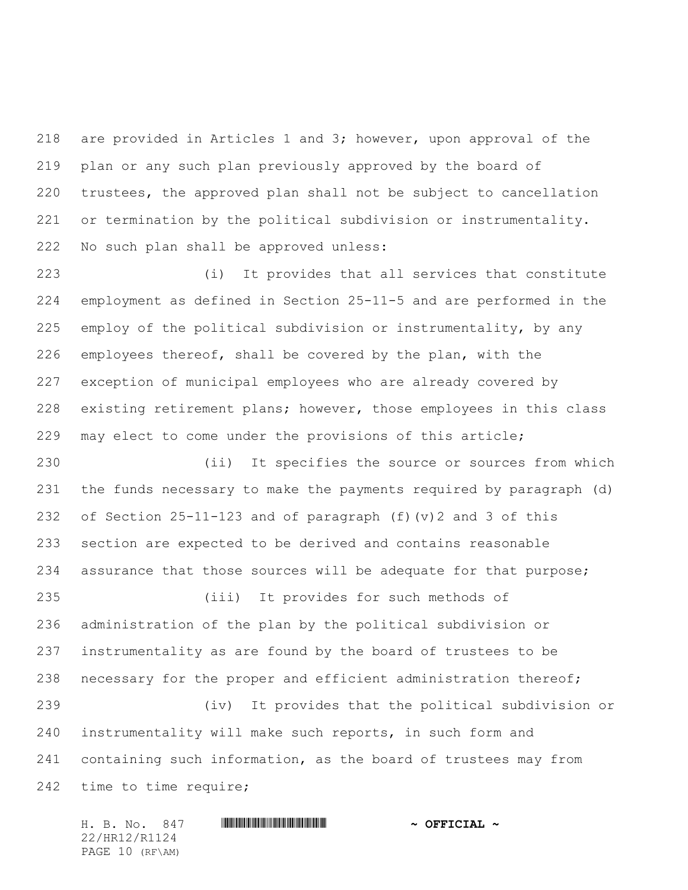are provided in Articles 1 and 3; however, upon approval of the plan or any such plan previously approved by the board of trustees, the approved plan shall not be subject to cancellation or termination by the political subdivision or instrumentality. No such plan shall be approved unless:

(i) It provides that all services that constitute employment as defined in Section 25-11-5 and are performed in the employ of the political subdivision or instrumentality, by any employees thereof, shall be covered by the plan, with the exception of municipal employees who are already covered by existing retirement plans; however, those employees in this class may elect to come under the provisions of this article;

(ii) It specifies the source or sources from which the funds necessary to make the payments required by paragraph (d) of Section 25-11-123 and of paragraph (f)(v)2 and 3 of this section are expected to be derived and contains reasonable assurance that those sources will be adequate for that purpose;

(iii) It provides for such methods of administration of the plan by the political subdivision or instrumentality as are found by the board of trustees to be necessary for the proper and efficient administration thereof;

(iv) It provides that the political subdivision or instrumentality will make such reports, in such form and containing such information, as the board of trustees may from time to time require;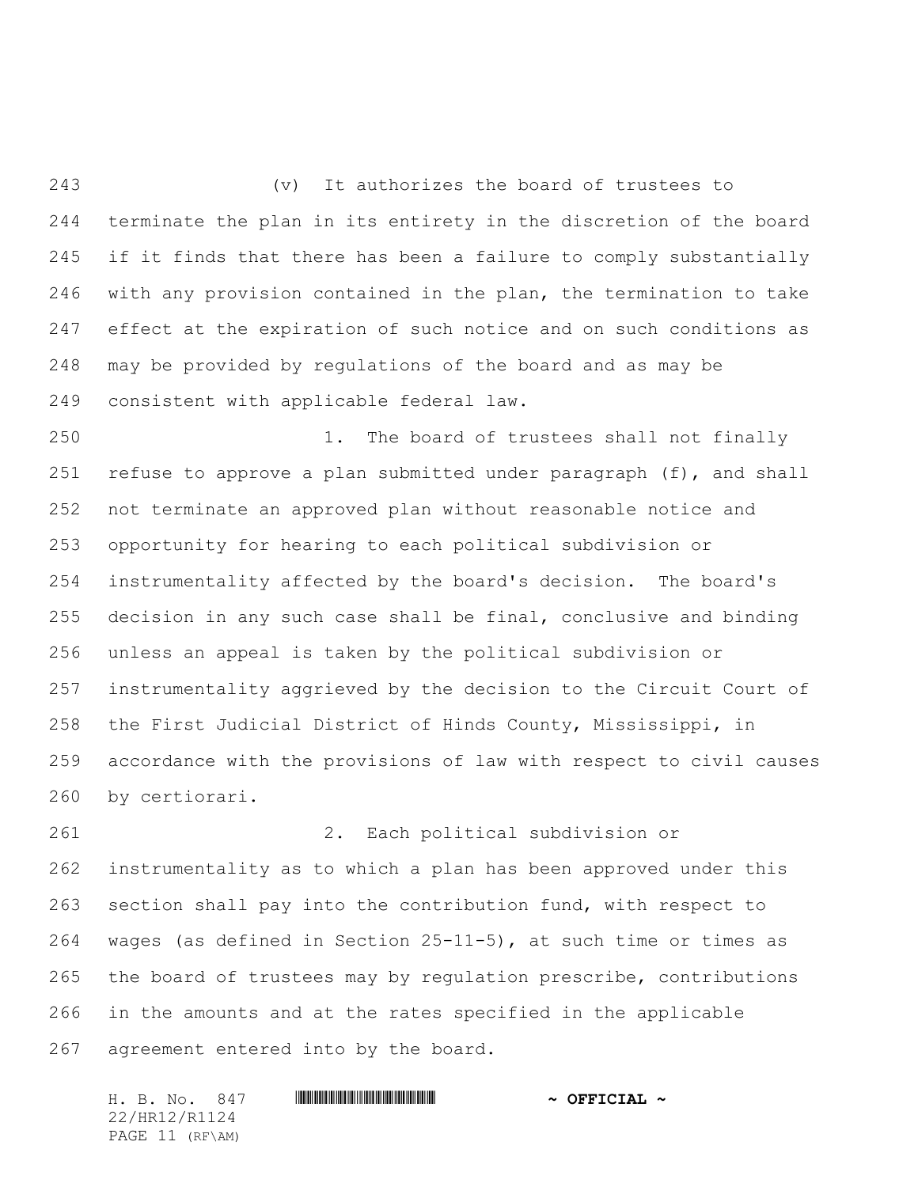(v) It authorizes the board of trustees to terminate the plan in its entirety in the discretion of the board if it finds that there has been a failure to comply substantially with any provision contained in the plan, the termination to take effect at the expiration of such notice and on such conditions as may be provided by regulations of the board and as may be consistent with applicable federal law.

1. The board of trustees shall not finally refuse to approve a plan submitted under paragraph (f), and shall not terminate an approved plan without reasonable notice and opportunity for hearing to each political subdivision or instrumentality affected by the board's decision. The board's decision in any such case shall be final, conclusive and binding unless an appeal is taken by the political subdivision or instrumentality aggrieved by the decision to the Circuit Court of the First Judicial District of Hinds County, Mississippi, in accordance with the provisions of law with respect to civil causes by certiorari.

2. Each political subdivision or instrumentality as to which a plan has been approved under this section shall pay into the contribution fund, with respect to wages (as defined in Section 25-11-5), at such time or times as the board of trustees may by regulation prescribe, contributions in the amounts and at the rates specified in the applicable agreement entered into by the board.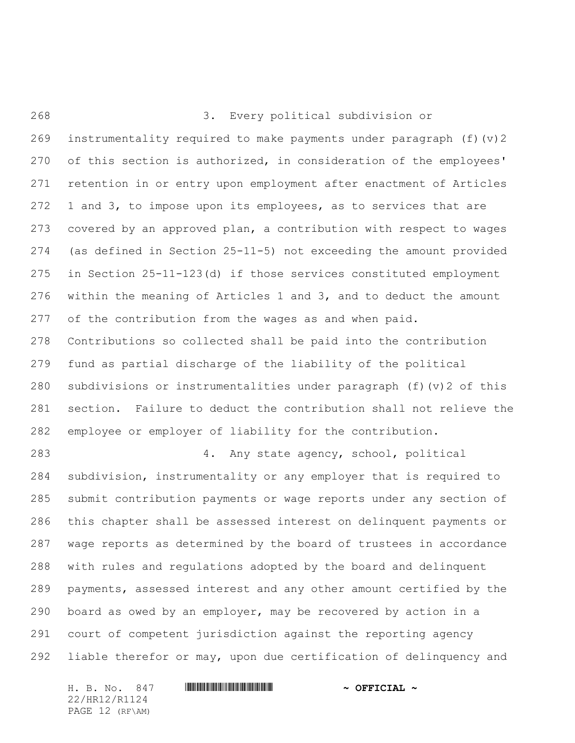3. Every political subdivision or instrumentality required to make payments under paragraph (f)(v)2 of this section is authorized, in consideration of the employees' retention in or entry upon employment after enactment of Articles 1 and 3, to impose upon its employees, as to services that are covered by an approved plan, a contribution with respect to wages (as defined in Section 25-11-5) not exceeding the amount provided in Section 25-11-123(d) if those services constituted employment within the meaning of Articles 1 and 3, and to deduct the amount of the contribution from the wages as and when paid. Contributions so collected shall be paid into the contribution fund as partial discharge of the liability of the political subdivisions or instrumentalities under paragraph (f)(v)2 of this section. Failure to deduct the contribution shall not relieve the employee or employer of liability for the contribution.

4. Any state agency, school, political subdivision, instrumentality or any employer that is required to submit contribution payments or wage reports under any section of this chapter shall be assessed interest on delinquent payments or wage reports as determined by the board of trustees in accordance with rules and regulations adopted by the board and delinquent payments, assessed interest and any other amount certified by the board as owed by an employer, may be recovered by action in a court of competent jurisdiction against the reporting agency liable therefor or may, upon due certification of delinquency and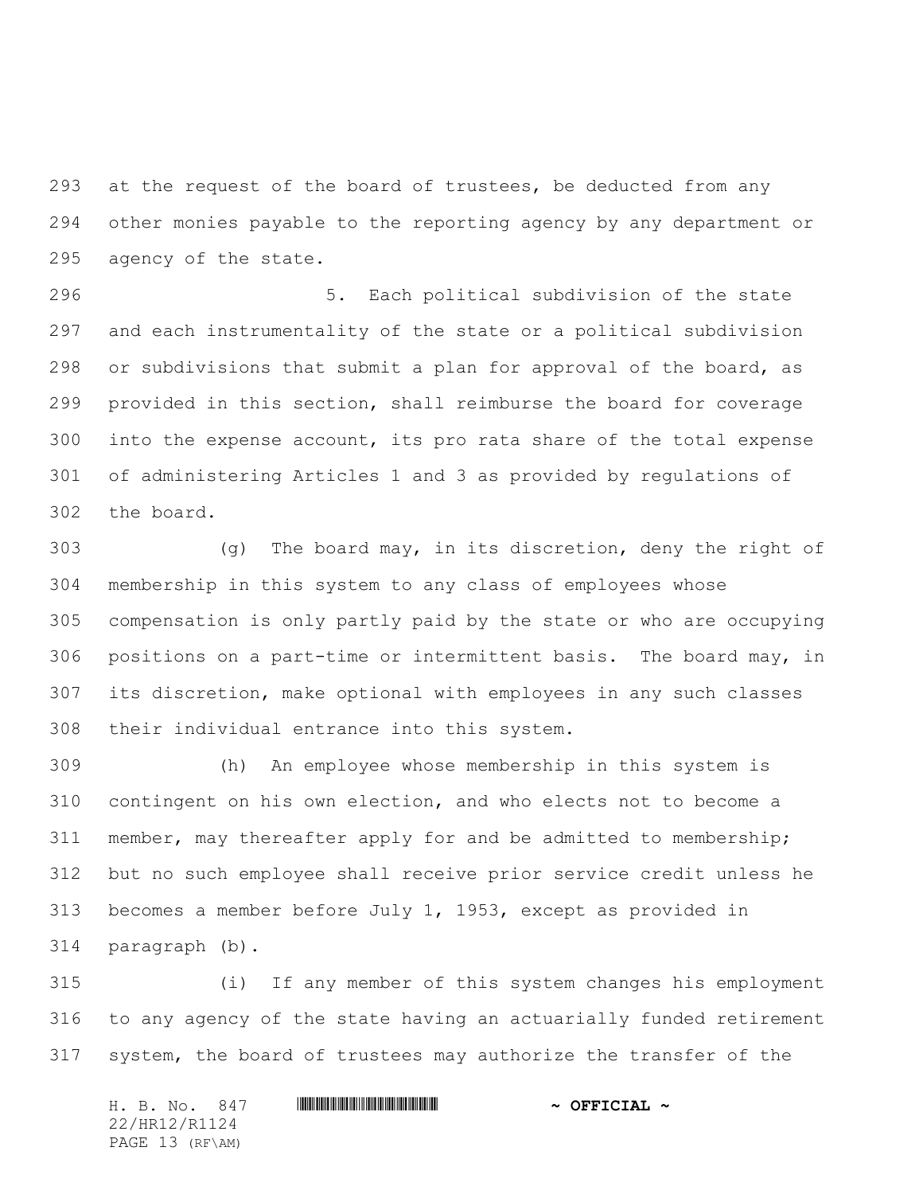at the request of the board of trustees, be deducted from any other monies payable to the reporting agency by any department or agency of the state.

5. Each political subdivision of the state and each instrumentality of the state or a political subdivision or subdivisions that submit a plan for approval of the board, as provided in this section, shall reimburse the board for coverage into the expense account, its pro rata share of the total expense of administering Articles 1 and 3 as provided by regulations of the board.

(g) The board may, in its discretion, deny the right of membership in this system to any class of employees whose compensation is only partly paid by the state or who are occupying positions on a part-time or intermittent basis. The board may, in its discretion, make optional with employees in any such classes their individual entrance into this system.

(h) An employee whose membership in this system is contingent on his own election, and who elects not to become a member, may thereafter apply for and be admitted to membership; but no such employee shall receive prior service credit unless he becomes a member before July 1, 1953, except as provided in paragraph (b).

(i) If any member of this system changes his employment to any agency of the state having an actuarially funded retirement system, the board of trustees may authorize the transfer of the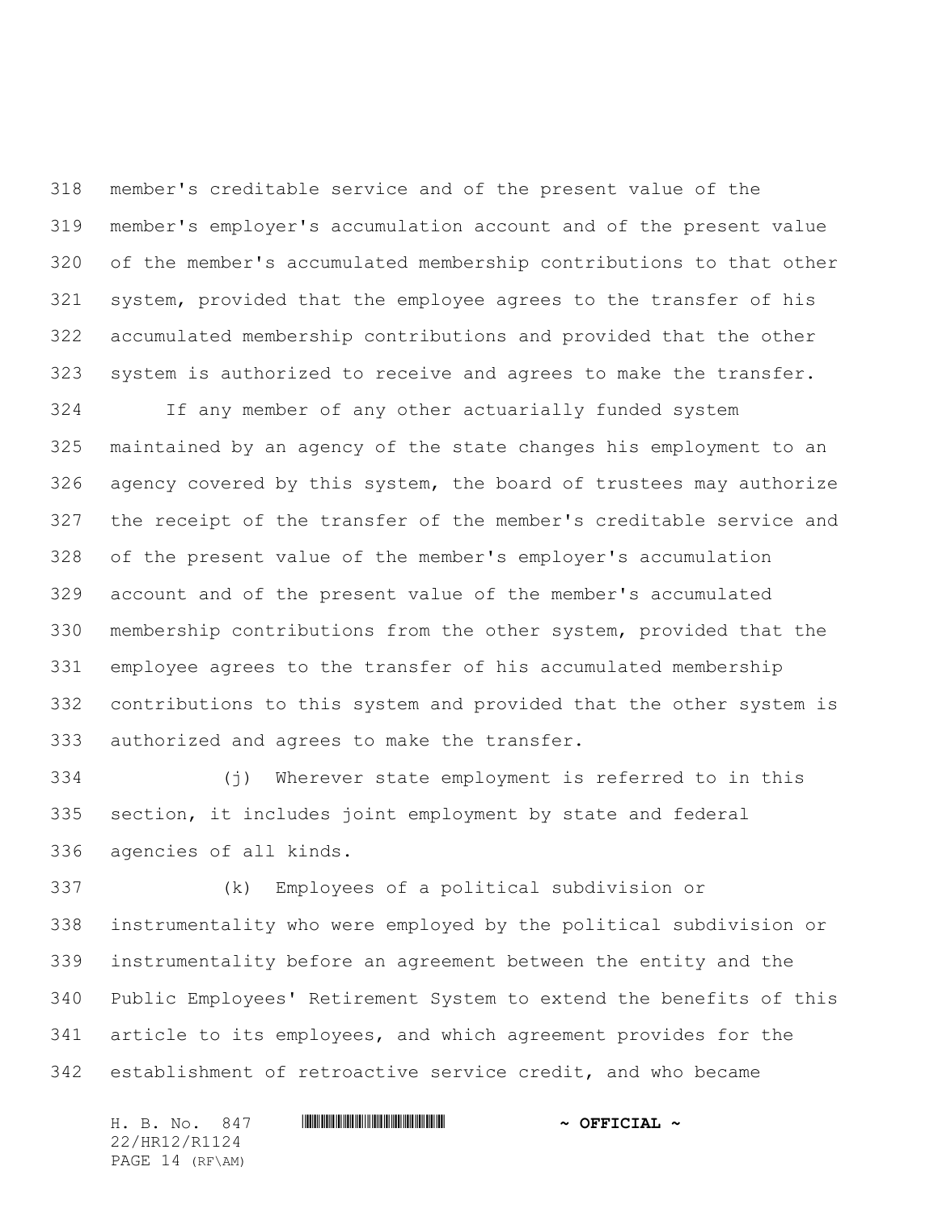member's creditable service and of the present value of the member's employer's accumulation account and of the present value of the member's accumulated membership contributions to that other system, provided that the employee agrees to the transfer of his accumulated membership contributions and provided that the other system is authorized to receive and agrees to make the transfer.

If any member of any other actuarially funded system maintained by an agency of the state changes his employment to an agency covered by this system, the board of trustees may authorize the receipt of the transfer of the member's creditable service and of the present value of the member's employer's accumulation account and of the present value of the member's accumulated membership contributions from the other system, provided that the employee agrees to the transfer of his accumulated membership contributions to this system and provided that the other system is authorized and agrees to make the transfer.

(j) Wherever state employment is referred to in this section, it includes joint employment by state and federal agencies of all kinds.

(k) Employees of a political subdivision or instrumentality who were employed by the political subdivision or instrumentality before an agreement between the entity and the Public Employees' Retirement System to extend the benefits of this article to its employees, and which agreement provides for the establishment of retroactive service credit, and who became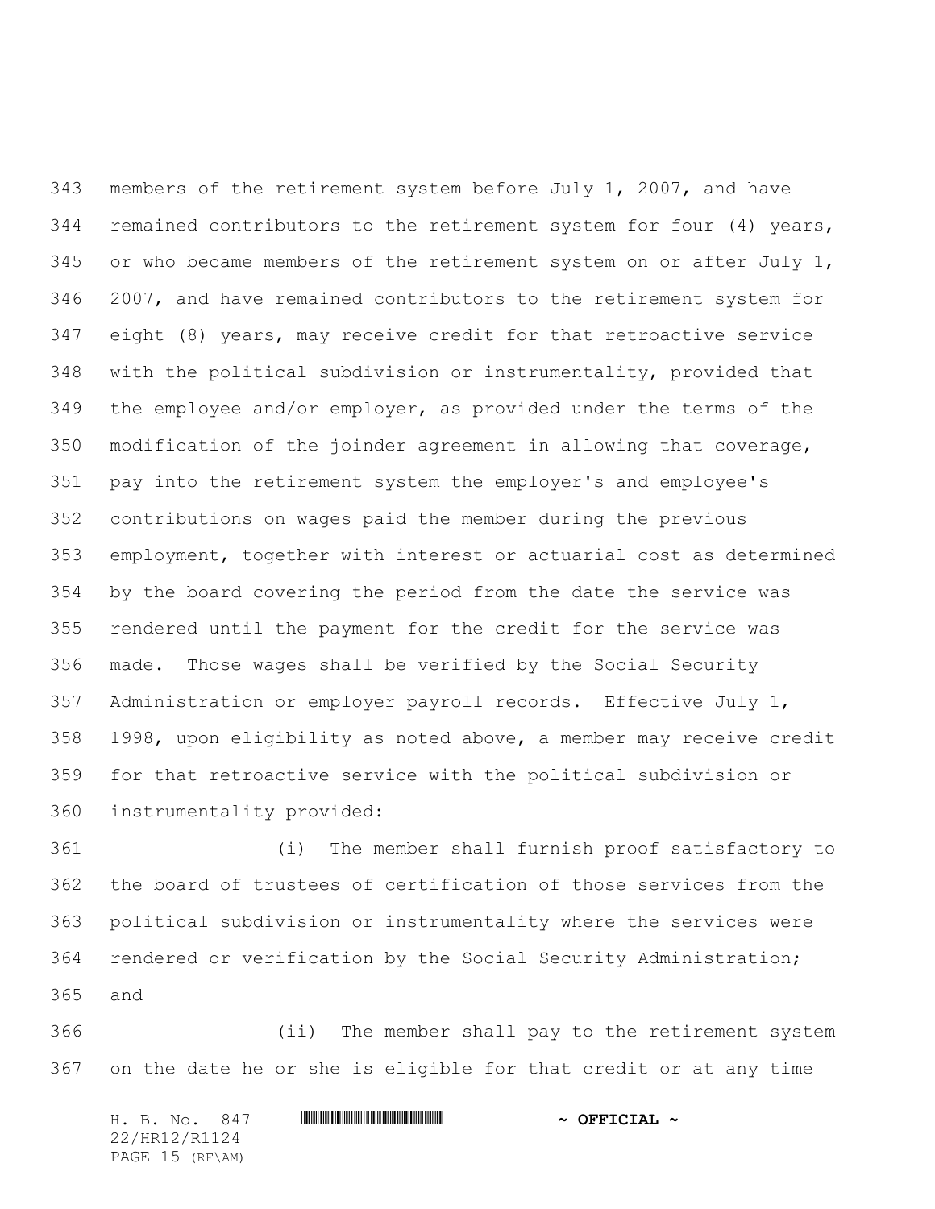members of the retirement system before July 1, 2007, and have remained contributors to the retirement system for four (4) years, or who became members of the retirement system on or after July 1, 2007, and have remained contributors to the retirement system for eight (8) years, may receive credit for that retroactive service with the political subdivision or instrumentality, provided that the employee and/or employer, as provided under the terms of the modification of the joinder agreement in allowing that coverage, pay into the retirement system the employer's and employee's contributions on wages paid the member during the previous employment, together with interest or actuarial cost as determined by the board covering the period from the date the service was rendered until the payment for the credit for the service was made. Those wages shall be verified by the Social Security Administration or employer payroll records. Effective July 1, 1998, upon eligibility as noted above, a member may receive credit for that retroactive service with the political subdivision or instrumentality provided:

(i) The member shall furnish proof satisfactory to the board of trustees of certification of those services from the political subdivision or instrumentality where the services were rendered or verification by the Social Security Administration; and

(ii) The member shall pay to the retirement system on the date he or she is eligible for that credit or at any time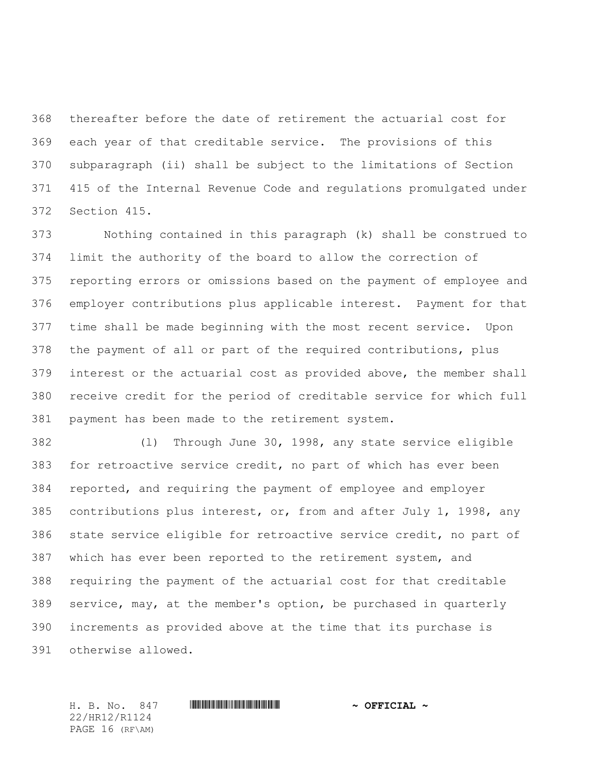thereafter before the date of retirement the actuarial cost for each year of that creditable service. The provisions of this subparagraph (ii) shall be subject to the limitations of Section 415 of the Internal Revenue Code and regulations promulgated under Section 415.

Nothing contained in this paragraph (k) shall be construed to limit the authority of the board to allow the correction of reporting errors or omissions based on the payment of employee and employer contributions plus applicable interest. Payment for that time shall be made beginning with the most recent service. Upon the payment of all or part of the required contributions, plus interest or the actuarial cost as provided above, the member shall receive credit for the period of creditable service for which full payment has been made to the retirement system.

(l) Through June 30, 1998, any state service eligible for retroactive service credit, no part of which has ever been reported, and requiring the payment of employee and employer contributions plus interest, or, from and after July 1, 1998, any state service eligible for retroactive service credit, no part of which has ever been reported to the retirement system, and requiring the payment of the actuarial cost for that creditable service, may, at the member's option, be purchased in quarterly increments as provided above at the time that its purchase is otherwise allowed.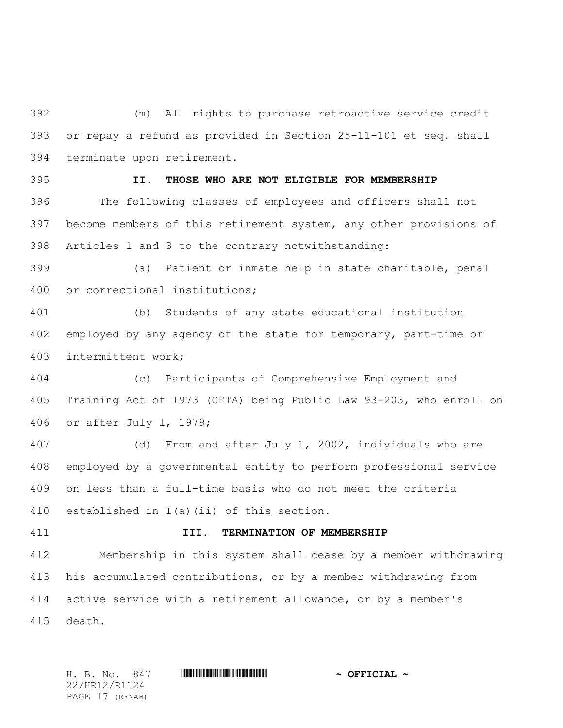(m) All rights to purchase retroactive service credit or repay a refund as provided in Section 25-11-101 et seq. shall terminate upon retirement.

**II. THOSE WHO ARE NOT ELIGIBLE FOR MEMBERSHIP**

The following classes of employees and officers shall not become members of this retirement system, any other provisions of Articles 1 and 3 to the contrary notwithstanding:

(a) Patient or inmate help in state charitable, penal or correctional institutions;

(b) Students of any state educational institution employed by any agency of the state for temporary, part-time or intermittent work;

(c) Participants of Comprehensive Employment and Training Act of 1973 (CETA) being Public Law 93-203, who enroll on or after July l, 1979;

(d) From and after July 1, 2002, individuals who are employed by a governmental entity to perform professional service on less than a full-time basis who do not meet the criteria established in I(a)(ii) of this section.

**III. TERMINATION OF MEMBERSHIP**

Membership in this system shall cease by a member withdrawing his accumulated contributions, or by a member withdrawing from active service with a retirement allowance, or by a member's death.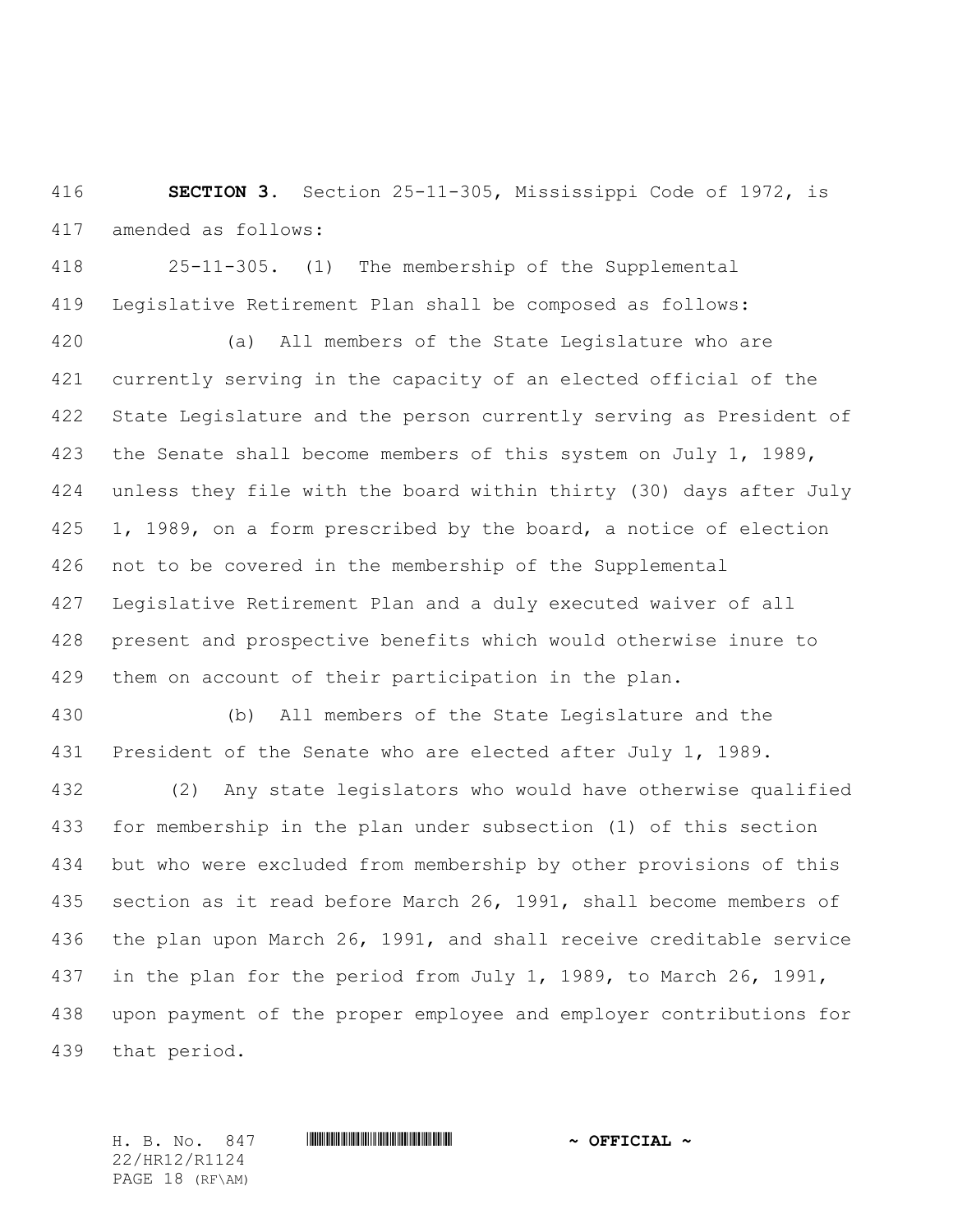**SECTION 3.** Section 25-11-305, Mississippi Code of 1972, is amended as follows:

25-11-305. (1) The membership of the Supplemental Legislative Retirement Plan shall be composed as follows:

(a) All members of the State Legislature who are currently serving in the capacity of an elected official of the State Legislature and the person currently serving as President of the Senate shall become members of this system on July 1, 1989, unless they file with the board within thirty (30) days after July 1, 1989, on a form prescribed by the board, a notice of election not to be covered in the membership of the Supplemental Legislative Retirement Plan and a duly executed waiver of all present and prospective benefits which would otherwise inure to them on account of their participation in the plan.

(b) All members of the State Legislature and the President of the Senate who are elected after July 1, 1989.

(2) Any state legislators who would have otherwise qualified for membership in the plan under subsection (1) of this section but who were excluded from membership by other provisions of this section as it read before March 26, 1991, shall become members of the plan upon March 26, 1991, and shall receive creditable service in the plan for the period from July 1, 1989, to March 26, 1991, upon payment of the proper employee and employer contributions for that period.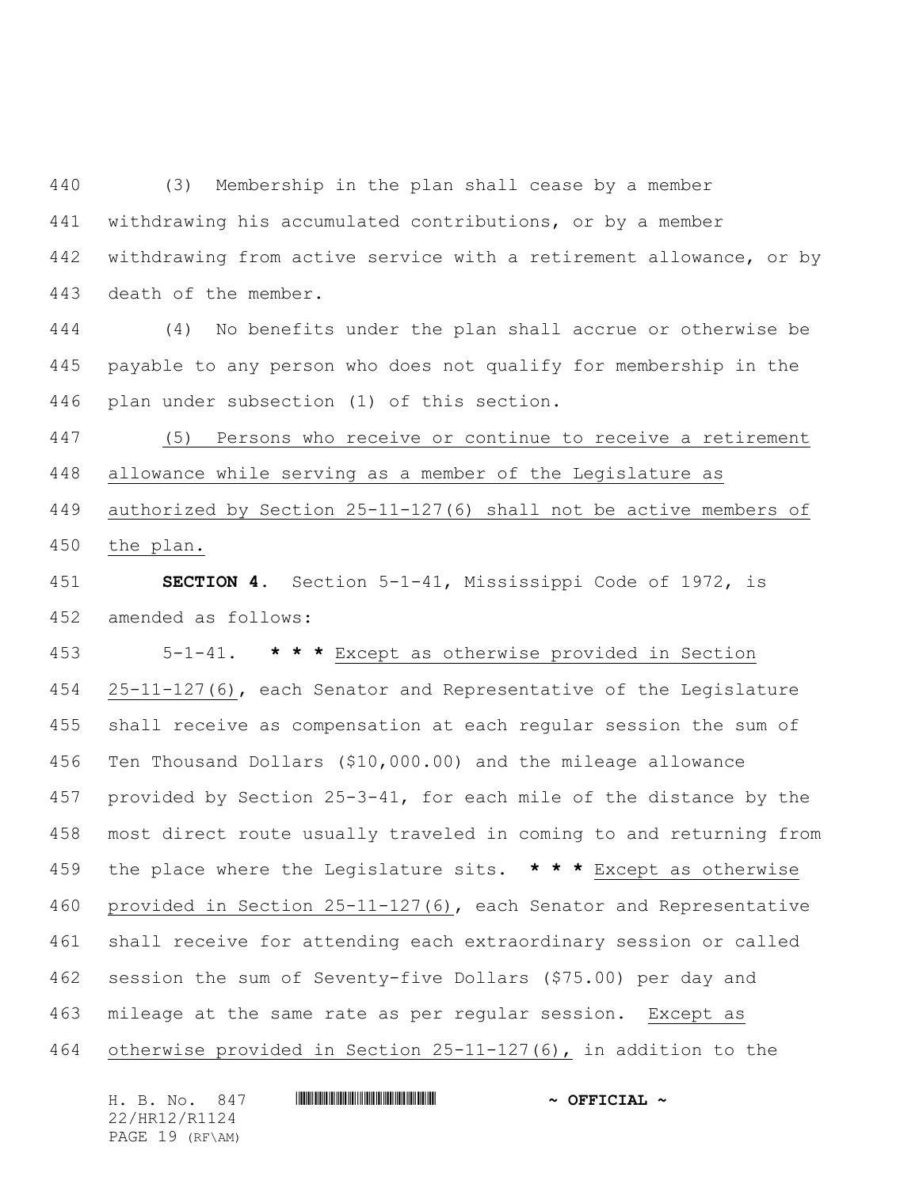(3) Membership in the plan shall cease by a member withdrawing his accumulated contributions, or by a member withdrawing from active service with a retirement allowance, or by death of the member.

(4) No benefits under the plan shall accrue or otherwise be payable to any person who does not qualify for membership in the plan under subsection (1) of this section.

(5) Persons who receive or continue to receive a retirement allowance while serving as a member of the Legislature as authorized by Section 25-11-127(6) shall not be active members of the plan.

**SECTION 4.** Section 5-1-41, Mississippi Code of 1972, is amended as follows:

5-1-41. **\* \* \*** Except as otherwise provided in Section 25-11-127(6), each Senator and Representative of the Legislature shall receive as compensation at each regular session the sum of Ten Thousand Dollars ($10,000.00) and the mileage allowance provided by Section 25-3-41, for each mile of the distance by the most direct route usually traveled in coming to and returning from the place where the Legislature sits. **\* \* \*** Except as otherwise provided in Section 25-11-127(6), each Senator and Representative shall receive for attending each extraordinary session or called session the sum of Seventy-five Dollars ($75.00) per day and mileage at the same rate as per regular session. Except as otherwise provided in Section 25-11-127(6), in addition to the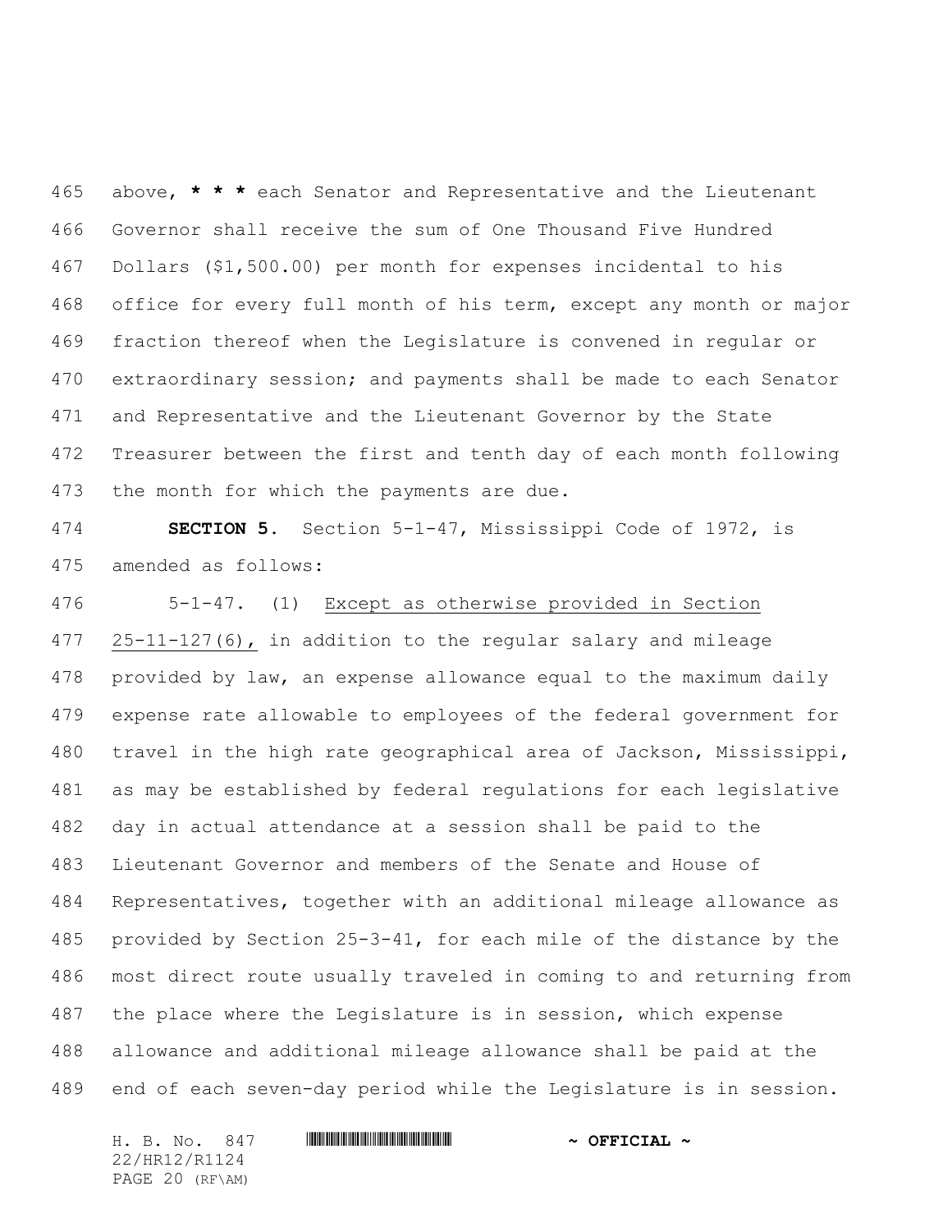above, **\* \* \*** each Senator and Representative and the Lieutenant Governor shall receive the sum of One Thousand Five Hundred Dollars ($1,500.00) per month for expenses incidental to his office for every full month of his term, except any month or major fraction thereof when the Legislature is convened in regular or extraordinary session; and payments shall be made to each Senator and Representative and the Lieutenant Governor by the State Treasurer between the first and tenth day of each month following the month for which the payments are due.

**SECTION 5.** Section 5-1-47, Mississippi Code of 1972, is amended as follows:

5-1-47. (1) <u>Except as otherwise provided in Section 25-11-127(6),</u> in addition to the regular salary and mileage provided by law, an expense allowance equal to the maximum daily expense rate allowable to employees of the federal government for travel in the high rate geographical area of Jackson, Mississippi, as may be established by federal regulations for each legislative day in actual attendance at a session shall be paid to the Lieutenant Governor and members of the Senate and House of Representatives, together with an additional mileage allowance as provided by Section 25-3-41, for each mile of the distance by the most direct route usually traveled in coming to and returning from the place where the Legislature is in session, which expense allowance and additional mileage allowance shall be paid at the end of each seven-day period while the Legislature is in session.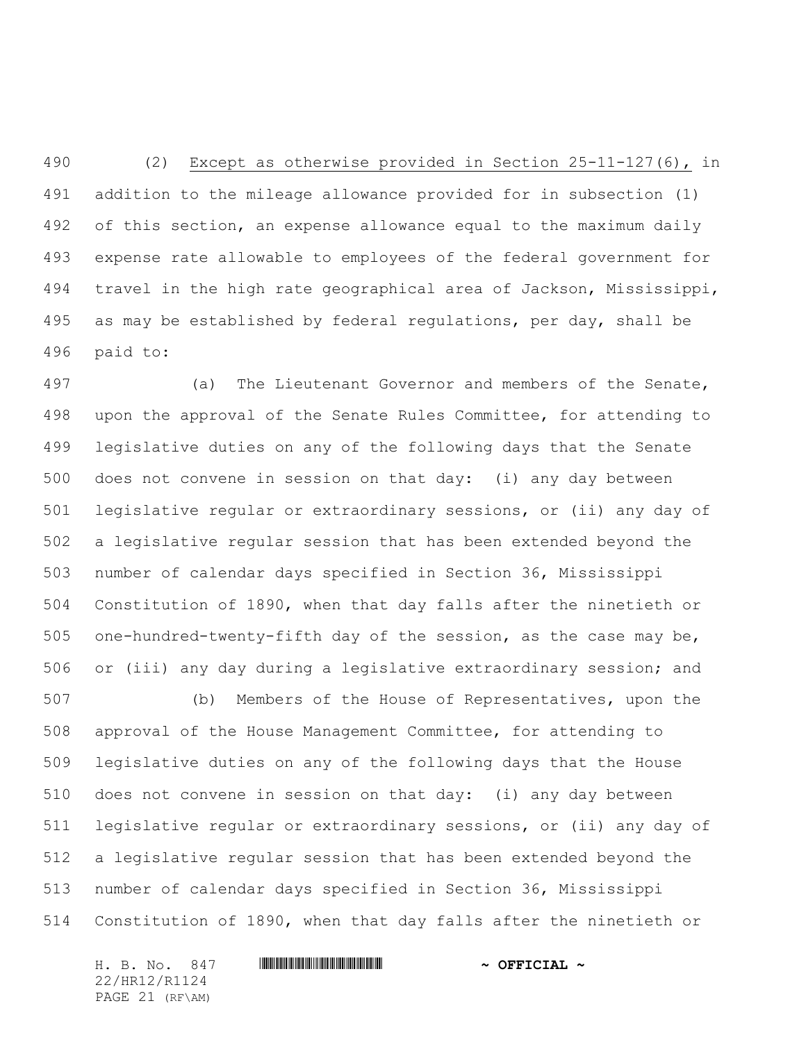(2) Except as otherwise provided in Section 25-11-127(6), in addition to the mileage allowance provided for in subsection (1) of this section, an expense allowance equal to the maximum daily expense rate allowable to employees of the federal government for travel in the high rate geographical area of Jackson, Mississippi, as may be established by federal regulations, per day, shall be paid to:

(a) The Lieutenant Governor and members of the Senate, upon the approval of the Senate Rules Committee, for attending to legislative duties on any of the following days that the Senate does not convene in session on that day: (i) any day between legislative regular or extraordinary sessions, or (ii) any day of a legislative regular session that has been extended beyond the number of calendar days specified in Section 36, Mississippi Constitution of 1890, when that day falls after the ninetieth or one-hundred-twenty-fifth day of the session, as the case may be, or (iii) any day during a legislative extraordinary session; and

(b) Members of the House of Representatives, upon the approval of the House Management Committee, for attending to legislative duties on any of the following days that the House does not convene in session on that day: (i) any day between legislative regular or extraordinary sessions, or (ii) any day of a legislative regular session that has been extended beyond the number of calendar days specified in Section 36, Mississippi Constitution of 1890, when that day falls after the ninetieth or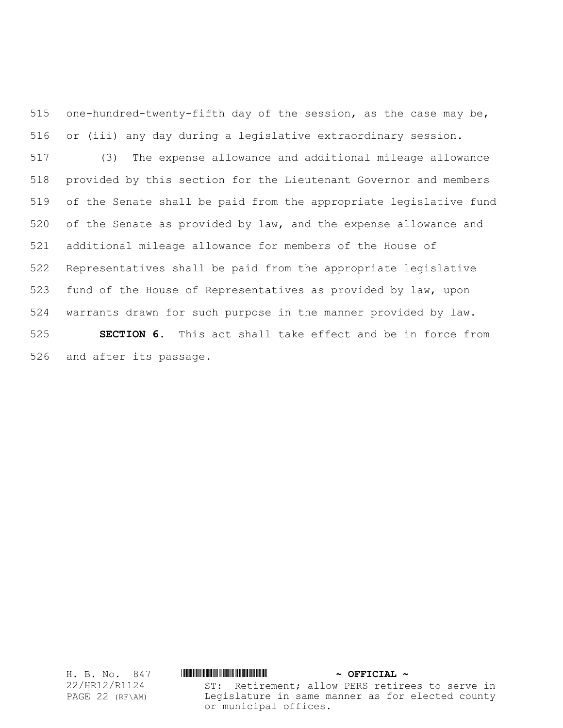one-hundred-twenty-fifth day of the session, as the case may be, or (iii) any day during a legislative extraordinary session.

(3) The expense allowance and additional mileage allowance provided by this section for the Lieutenant Governor and members of the Senate shall be paid from the appropriate legislative fund of the Senate as provided by law, and the expense allowance and additional mileage allowance for members of the House of Representatives shall be paid from the appropriate legislative fund of the House of Representatives as provided by law, upon warrants drawn for such purpose in the manner provided by law.

**SECTION 6.** This act shall take effect and be in force from and after its passage.